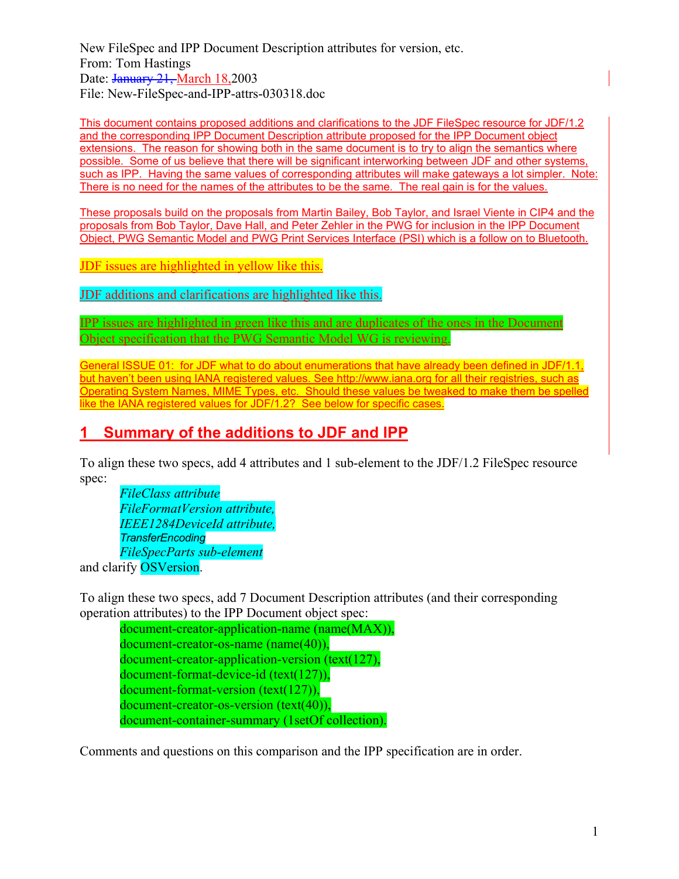New FileSpec and IPP Document Description attributes for version, etc.
From: Tom Hastings
Date: ~~January 21,~~ March 18, 2003
File: New-FileSpec-and-IPP-attrs-030318.doc

This document contains proposed additions and clarifications to the JDF FileSpec resource for JDF/1.2 and the corresponding IPP Document Description attribute proposed for the IPP Document object extensions. The reason for showing both in the same document is to try to align the semantics where possible. Some of us believe that there will be significant interworking between JDF and other systems, such as IPP. Having the same values of corresponding attributes will make gateways a lot simpler. Note: There is no need for the names of the attributes to be the same. The real gain is for the values.

These proposals build on the proposals from Martin Bailey, Bob Taylor, and Israel Viente in CIP4 and the proposals from Bob Taylor, Dave Hall, and Peter Zehler in the PWG for inclusion in the IPP Document Object, PWG Semantic Model and PWG Print Services Interface (PSI) which is a follow on to Bluetooth.

JDF issues are highlighted in yellow like this.

JDF additions and clarifications are highlighted like this.

IPP issues are highlighted in green like this and are duplicates of the ones in the Document Object specification that the PWG Semantic Model WG is reviewing.

General ISSUE 01: for JDF what to do about enumerations that have already been defined in JDF/1.1, but haven't been using IANA registered values. See http://www.iana.org for all their registries, such as Operating System Names, MIME Types, etc. Should these values be tweaked to make them be spelled like the IANA registered values for JDF/1.2? See below for specific cases.

# 1 Summary of the additions to JDF and IPP

To align these two specs, add 4 attributes and 1 sub-element to the JDF/1.2 FileSpec resource spec:

- *FileClass attribute*
- *FileFormatVersion attribute,*
- *IEEE1284DeviceId attribute,*
- *TransferEncoding*
- *FileSpecParts sub-element*

and clarify OSVersion.

To align these two specs, add 7 Document Description attributes (and their corresponding operation attributes) to the IPP Document object spec:

- document-creator-application-name (name(MAX)),
- document-creator-os-name (name(40)),
- document-creator-application-version (text(127),
- document-format-device-id (text(127)),
- document-format-version (text(127)),
- document-creator-os-version (text(40)),
- document-container-summary (1setOf collection).

Comments and questions on this comparison and the IPP specification are in order.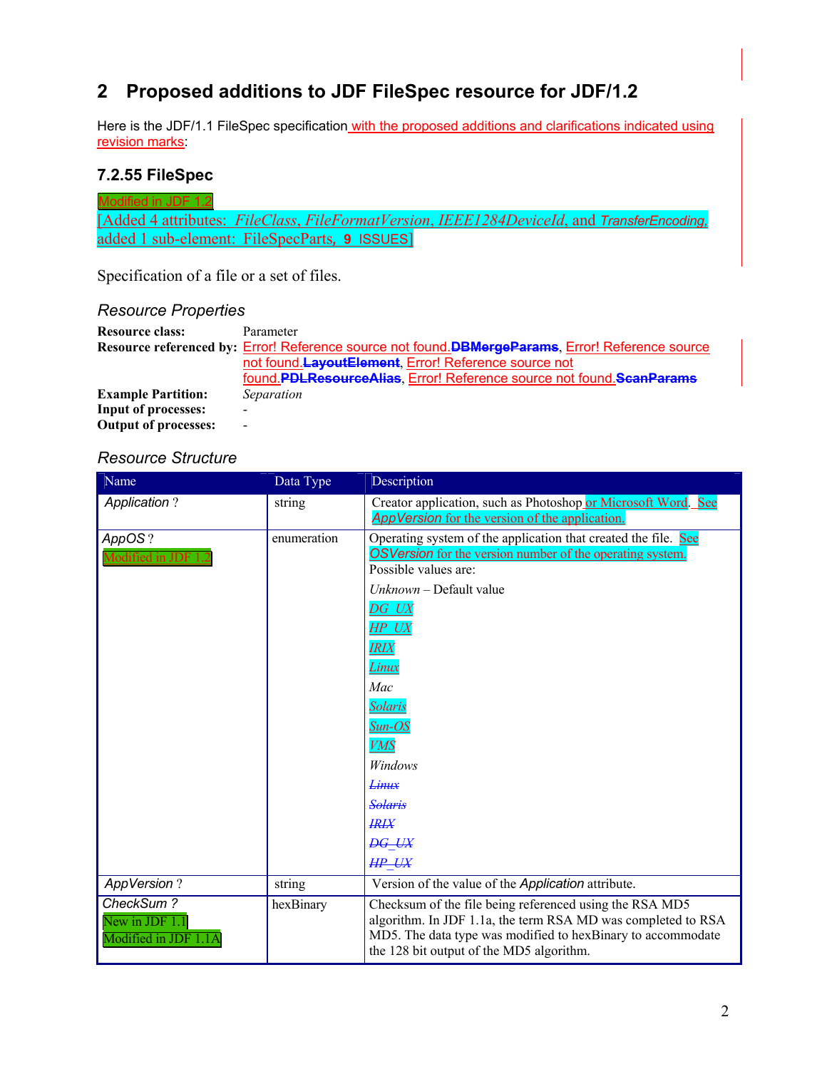## 2 Proposed additions to JDF FileSpec resource for JDF/1.2

Here is the JDF/1.1 FileSpec specification with the proposed additions and clarifications indicated using revision marks:

### 7.2.55 FileSpec

Modified in JDF 1.2

[Added 4 attributes: *FileClass*, *FileFormatVersion*, *IEEE1284DeviceId*, and *TransferEncoding*, added 1 sub-element: FileSpecParts, 9 ISSUES]

Specification of a file or a set of files.

#### *Resource Properties*

**Resource class:** Parameter

**Resource referenced by:** Error! Reference source not found.~~DBMergeParams~~, Error! Reference source not found.~~LayoutElement~~, Error! Reference source not found.~~PDLResourceAlias~~, Error! Reference source not found.~~ScanParams~~

**Example Partition:** *Separation*

**Input of processes:** -

**Output of processes:** -

#### *Resource Structure*

| Name | Data Type | Description |
|---|---|---|
| *Application* ? | string | Creator application, such as Photoshop or Microsoft Word. See *AppVersion* for the version of the application. |
| *AppOS* ? Modified in JDF 1.2 | enumeration | Operating system of the application that created the file. See *OSVersion* for the version number of the operating system. Possible values are: *Unknown* – Default value *DG_UX* *HP_UX* *IRIX* *Linux* *Mac* *Solaris* *Sun-OS* *VMS* *Windows* ~~*Linux*~~ ~~*Solaris*~~ ~~*IRIX*~~ ~~*DG_UX*~~ ~~*HP_UX*~~ |
| *AppVersion* ? | string | Version of the value of the *Application* attribute. |
| *CheckSum* ? New in JDF 1.1 Modified in JDF 1.1A | hexBinary | Checksum of the file being referenced using the RSA MD5 algorithm. In JDF 1.1a, the term RSA MD was completed to RSA MD5. The data type was modified to hexBinary to accommodate the 128 bit output of the MD5 algorithm. |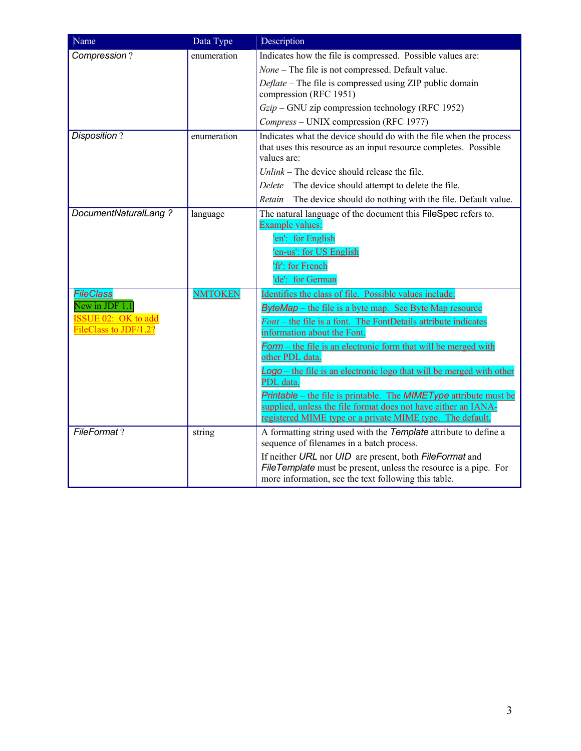| Name | Data Type | Description |
|---|---|---|
| *Compression* ? | enumeration | Indicates how the file is compressed. Possible values are:<br>*None* – The file is not compressed. Default value.<br>*Deflate* – The file is compressed using ZIP public domain compression (RFC 1951)<br>*Gzip* – GNU zip compression technology (RFC 1952)<br>*Compress* – UNIX compression (RFC 1977) |
| *Disposition* ? | enumeration | Indicates what the device should do with the file when the process that uses this resource as an input resource completes. Possible values are:<br>*Unlink* – The device should release the file.<br>*Delete* – The device should attempt to delete the file.<br>*Retain* – The device should do nothing with the file. Default value. |
| *DocumentNaturalLang ?* | language | The natural language of the document this FileSpec refers to.<br>Example values:<br>'en': for English<br>'en-us': for US English<br>'fr': for French<br>'de': for German |
| *FileClass*<br>New in JDF 1.1<br>ISSUE 02: OK to add FileClass to JDF/1.2? | NMTOKEN | Identifies the class of file. Possible values include:<br>*ByteMap* – the file is a byte map. See Byte Map resource<br>*Font* – the file is a font. The FontDetails attribute indicates information about the Font.<br>*Form* – the file is an electronic form that will be merged with other PDL data.<br>*Logo* – the file is an electronic logo that will be merged with other PDL data.<br>*Printable* – the file is printable. The *MIMEType* attribute must be supplied, unless the file format does not have either an IANA-registered MIME type or a private MIME type. The default. |
| *FileFormat* ? | string | A formatting string used with the *Template* attribute to define a sequence of filenames in a batch process.<br>If neither *URL* nor *UID* are present, both *FileFormat* and *FileTemplate* must be present, unless the resource is a pipe. For more information, see the text following this table. |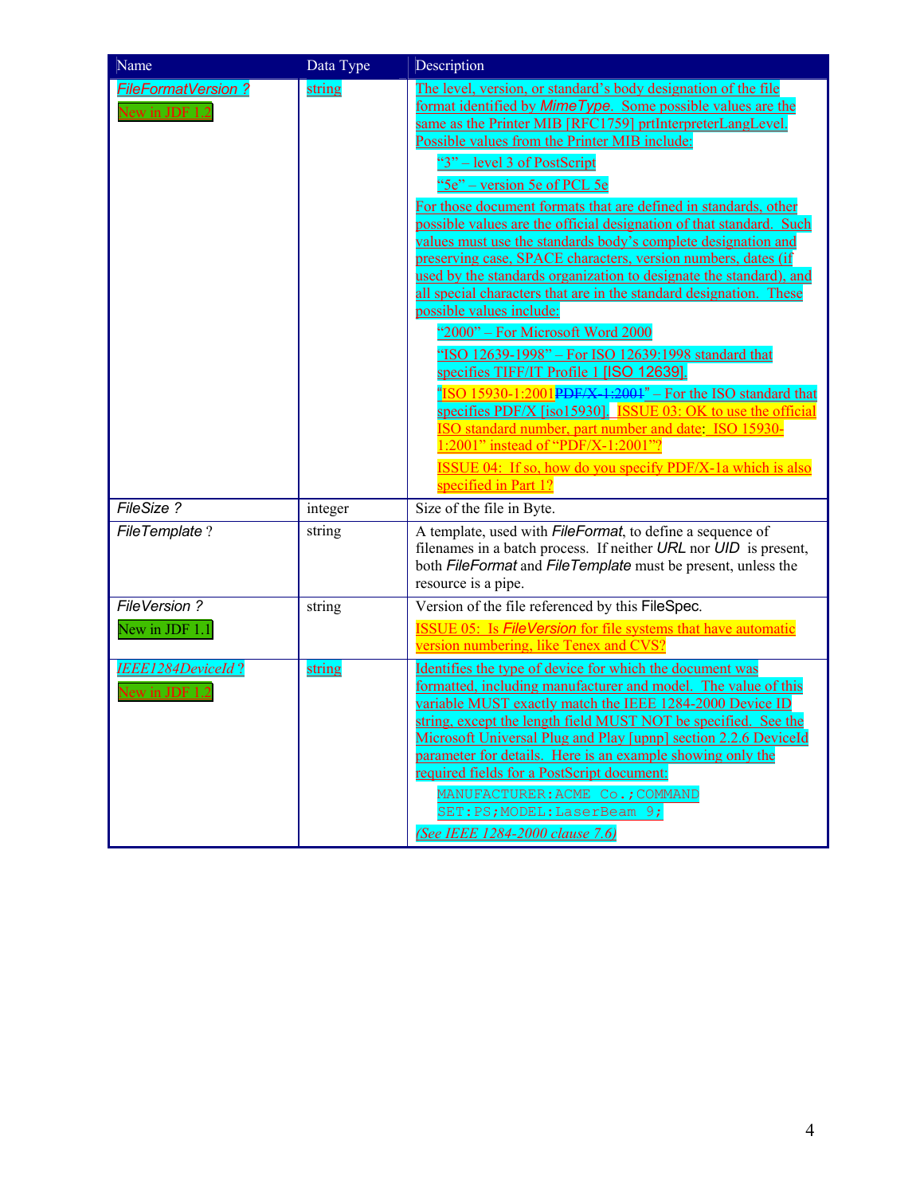| Name | Data Type | Description |
|---|---|---|
| *FileFormatVersion ?* <br> New in JDF 1.2 | string | The level, version, or standard's body designation of the file format identified by *MimeType*. Some possible values are the same as the Printer MIB [RFC1759] prtInterpreterLangLevel. Possible values from the Printer MIB include: <br> "3" – level 3 of PostScript <br> "5e" – version 5e of PCL 5e <br> For those document formats that are defined in standards, other possible values are the official designation of that standard. Such values must use the standards body's complete designation and preserving case, SPACE characters, version numbers, dates (if used by the standards organization to designate the standard), and all special characters that are in the standard designation. These possible values include: <br> "2000" – For Microsoft Word 2000 <br> "ISO 12639-1998" – For ISO 12639:1998 standard that specifies TIFF/IT Profile 1 [ISO 12639]. <br> "ISO 15930-1:2001~~PDF/X-1:2001~~" – For the ISO standard that specifies PDF/X [iso15930]. ISSUE 03: OK to use the official ISO standard number, part number and date: ISO 15930-1:2001" instead of "PDF/X-1:2001"? <br> ISSUE 04: If so, how do you specify PDF/X-1a which is also specified in Part 1? |
| *FileSize ?* | integer | Size of the file in Byte. |
| *FileTemplate ?* | string | A template, used with *FileFormat*, to define a sequence of filenames in a batch process. If neither *URL* nor *UID* is present, both *FileFormat* and *FileTemplate* must be present, unless the resource is a pipe. |
| *FileVersion ?* <br> New in JDF 1.1 | string | Version of the file referenced by this FileSpec. <br> ISSUE 05: Is *FileVersion* for file systems that have automatic version numbering, like Tenex and CVS? |
| *IEEE1284DeviceId ?* <br> New in JDF 1.2 | string | Identifies the type of device for which the document was formatted, including manufacturer and model. The value of this variable MUST exactly match the IEEE 1284-2000 Device ID string, except the length field MUST NOT be specified. See the Microsoft Universal Plug and Play [upnp] section 2.2.6 DeviceId parameter for details. Here is an example showing only the required fields for a PostScript document: <br> `MANUFACTURER:ACME Co.;COMMAND SET:PS;MODEL:LaserBeam 9;` <br> *(See IEEE 1284-2000 clause 7.6)* |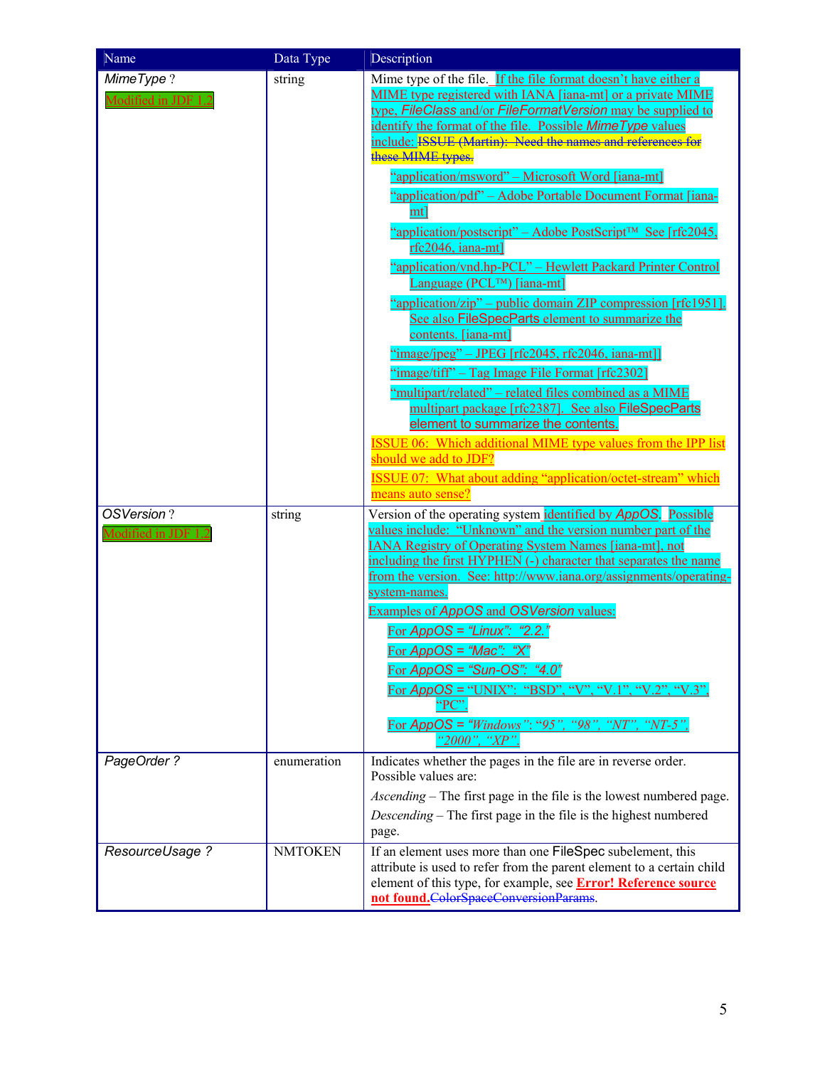| Name | Data Type | Description |
|---|---|---|
| *MimeType* ?<br>Modified in JDF 1.2 | string | Mime type of the file. If the file format doesn't have either a MIME type registered with IANA [iana-mt] or a private MIME type, *FileClass* and/or *FileFormatVersion* may be supplied to identify the format of the file. Possible *MimeType* values include: ~~ISSUE (Martin): Need the names and references for these MIME types.~~<br>"application/msword" – Microsoft Word [iana-mt]<br>"application/pdf" – Adobe Portable Document Format [iana-mt]<br>"application/postscript" – Adobe PostScript™ See [rfc2045, rfc2046, iana-mt]<br>"application/vnd.hp-PCL" – Hewlett Packard Printer Control Language (PCL™) [iana-mt]<br>"application/zip" – public domain ZIP compression [rfc1951]. See also FileSpecParts element to summarize the contents. [iana-mt]<br>"image/jpeg" – JPEG [rfc2045, rfc2046, iana-mt]]<br>"image/tiff" – Tag Image File Format [rfc2302]<br>"multipart/related" – related files combined as a MIME multipart package [rfc2387]. See also FileSpecParts element to summarize the contents.<br>ISSUE 06: Which additional MIME type values from the IPP list should we add to JDF?<br>ISSUE 07: What about adding "application/octet-stream" which means auto sense? |
| *OSVersion* ?<br>Modified in JDF 1.2 | string | Version of the operating system identified by *AppOS*. Possible values include: "Unknown" and the version number part of the IANA Registry of Operating System Names [iana-mt], not including the first HYPHEN (-) character that separates the name from the version. See: http://www.iana.org/assignments/operating-system-names.<br>Examples of *AppOS* and *OSVersion* values:<br>For *AppOS = "Linux": "2.2."*<br>For *AppOS = "Mac": "X"*<br>For *AppOS = "Sun-OS": "4.0"*<br>For *AppOS* = "UNIX": "BSD", "V", "V.1", "V.2", "V.3", "PC".<br>For *AppOS = "Windows": "95", "98", "NT", "NT-5", "2000", "XP".* |
| *PageOrder ?* | enumeration | Indicates whether the pages in the file are in reverse order. Possible values are:<br>*Ascending* – The first page in the file is the lowest numbered page.<br>*Descending* – The first page in the file is the highest numbered page. |
| *ResourceUsage ?* | NMTOKEN | If an element uses more than one FileSpec subelement, this attribute is used to refer from the parent element to a certain child element of this type, for example, see **Error! Reference source not found.**~~ColorSpaceConversionParams~~. |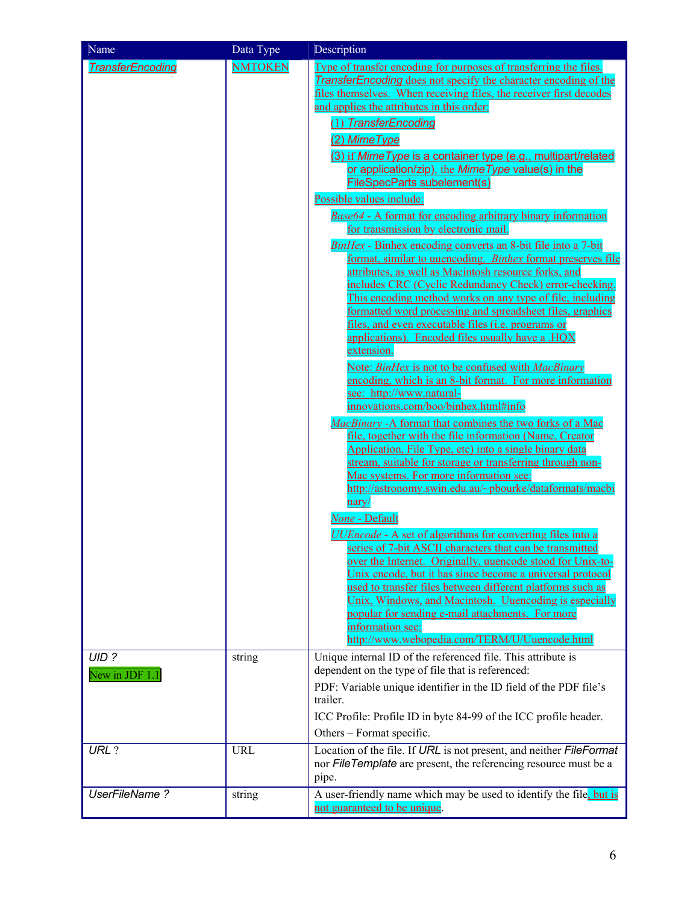| Name | Data Type | Description |
| --- | --- | --- |
| *TransferEncoding* | NMTOKEN | Type of transfer encoding for purposes of transferring the files. *TransferEncoding* does not specify the character encoding of the files themselves. When receiving files, the receiver first decodes and applies the attributes in this order:<br>(1) *TransferEncoding*<br>(2) *MimeType*<br>(3) if *MimeType* is a container type (e.g., multipart/related or application/zip), the *MimeType* value(s) in the FileSpecParts subelement(s)<br>Possible values include:<br>*Base64* - A format for encoding arbitrary binary information for transmission by electronic mail.<br>*BinHex* - Binhex encoding converts an 8-bit file into a 7-bit format, similar to uuencoding. *Binhex* format preserves file attributes, as well as Macintosh resource forks, and includes CRC (Cyclic Redundancy Check) error-checking. This encoding method works on any type of file, including formatted word processing and spreadsheet files, graphics files, and even executable files (i.e. programs or applications). Encoded files usually have a .HQX extension.<br>Note: *BinHex* is not to be confused with *MacBinary* encoding, which is an 8-bit format. For more information see: http://www.natural-innovations.com/boo/binhex.html#info<br>*MacBinary* -A format that combines the two forks of a Mac file, together with the file information (Name, Creator Application, File Type, etc) into a single binary data stream, suitable for storage or transferring through non-Mac systems. For more information see: http://astronomy.swin.edu.au/~pbourke/dataformats/macbinary/<br>*None* - Default<br>*UUEncode* - A set of algorithms for converting files into a series of 7-bit ASCII characters that can be transmitted over the Internet. Originally, uuencode stood for Unix-to-Unix encode, but it has since become a universal protocol used to transfer files between different platforms such as Unix, Windows, and Macintosh. Uuencoding is especially popular for sending e-mail attachments. For more information see: http://www.webopedia.com/TERM/U/Uuencode.html |
| *UID ?*<br>New in JDF 1.1 | string | Unique internal ID of the referenced file. This attribute is dependent on the type of file that is referenced:<br>PDF: Variable unique identifier in the ID field of the PDF file's trailer.<br>ICC Profile: Profile ID in byte 84-99 of the ICC profile header.<br>Others – Format specific. |
| *URL ?* | URL | Location of the file. If *URL* is not present, and neither *FileFormat* nor *FileTemplate* are present, the referencing resource must be a pipe. |
| *UserFileName ?* | string | A user-friendly name which may be used to identify the file, but is not guaranteed to be unique. |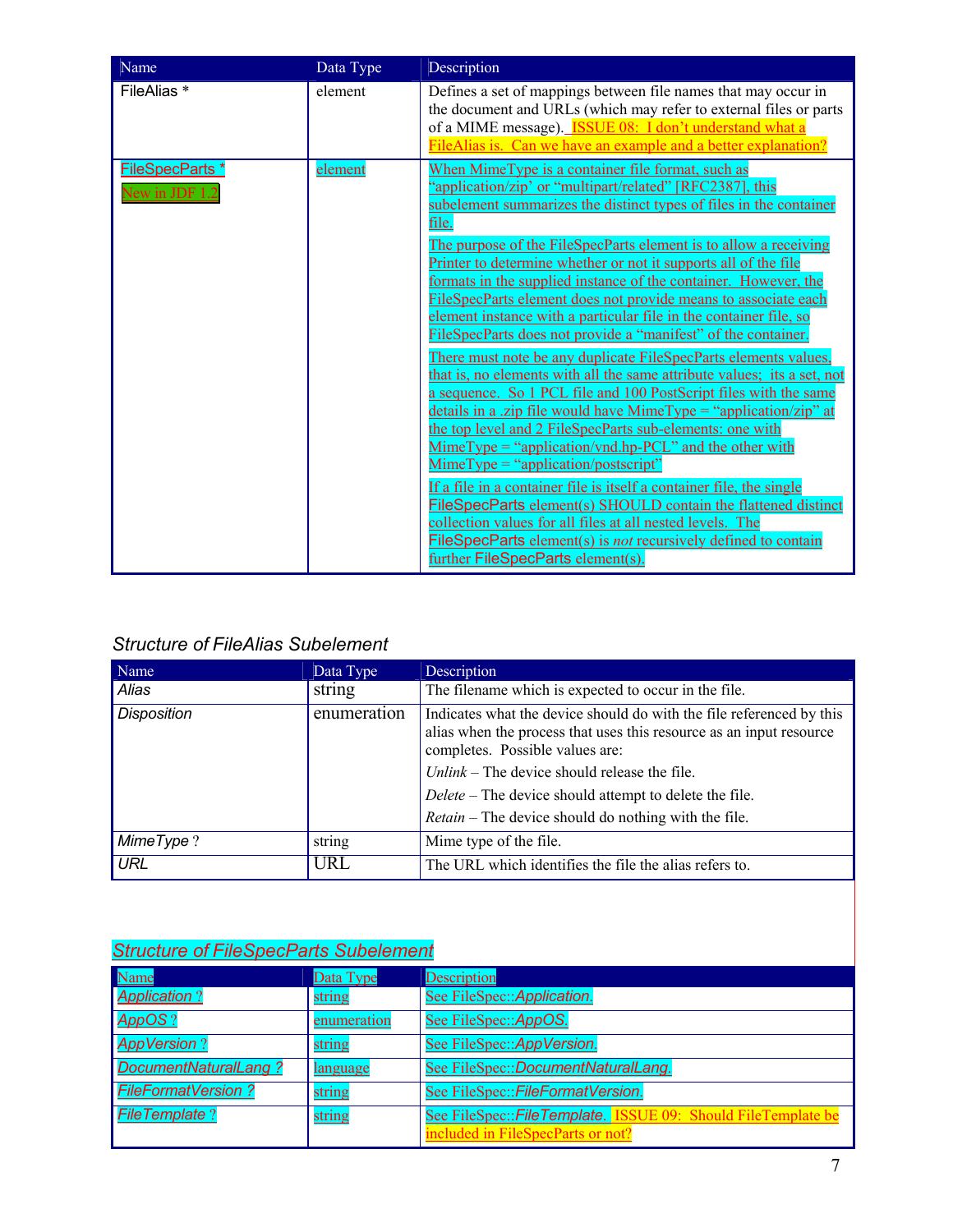| Name | Data Type | Description |
|---|---|---|
| FileAlias * | element | Defines a set of mappings between file names that may occur in the document and URLs (which may refer to external files or parts of a MIME message). ISSUE 08: I don't understand what a FileAlias is. Can we have an example and a better explanation? |
| FileSpecParts * New in JDF 1.2 | element | When MimeType is a container file format, such as "application/zip' or "multipart/related" [RFC2387], this subelement summarizes the distinct types of files in the container file.<br><br>The purpose of the FileSpecParts element is to allow a receiving Printer to determine whether or not it supports all of the file formats in the supplied instance of the container. However, the FileSpecParts element does not provide means to associate each element instance with a particular file in the container file, so FileSpecParts does not provide a "manifest" of the container.<br><br>There must note be any duplicate FileSpecParts elements values, that is, no elements with all the same attribute values; its a set, not a sequence. So 1 PCL file and 100 PostScript files with the same details in a .zip file would have MimeType = "application/zip" at the top level and 2 FileSpecParts sub-elements: one with MimeType = "application/vnd.hp-PCL" and the other with MimeType = "application/postscript"<br><br>If a file in a container file is itself a container file, the single FileSpecParts element(s) SHOULD contain the flattened distinct collection values for all files at all nested levels. The FileSpecParts element(s) is *not* recursively defined to contain further FileSpecParts element(s). |

*Structure of FileAlias Subelement*

| Name | Data Type | Description |
|---|---|---|
| *Alias* | string | The filename which is expected to occur in the file. |
| *Disposition* | enumeration | Indicates what the device should do with the file referenced by this alias when the process that uses this resource as an input resource completes. Possible values are:<br><br>*Unlink* – The device should release the file.<br><br>*Delete* – The device should attempt to delete the file.<br><br>*Retain* – The device should do nothing with the file. |
| *MimeType* ? | string | Mime type of the file. |
| *URL* | URL | The URL which identifies the file the alias refers to. |

*Structure of FileSpecParts Subelement*

| Name | Data Type | Description |
|---|---|---|
| *Application* ? | string | See FileSpec::*Application*. |
| *AppOS* ? | enumeration | See FileSpec::*AppOS*. |
| *AppVersion* ? | string | See FileSpec::*AppVersion*. |
| *DocumentNaturalLang* ? | language | See FileSpec::*DocumentNaturalLang*. |
| *FileFormatVersion* ? | string | See FileSpec::*FileFormatVersion*. |
| *FileTemplate* ? | string | See FileSpec::*FileTemplate*. ISSUE 09: Should FileTemplate be included in FileSpecParts or not? |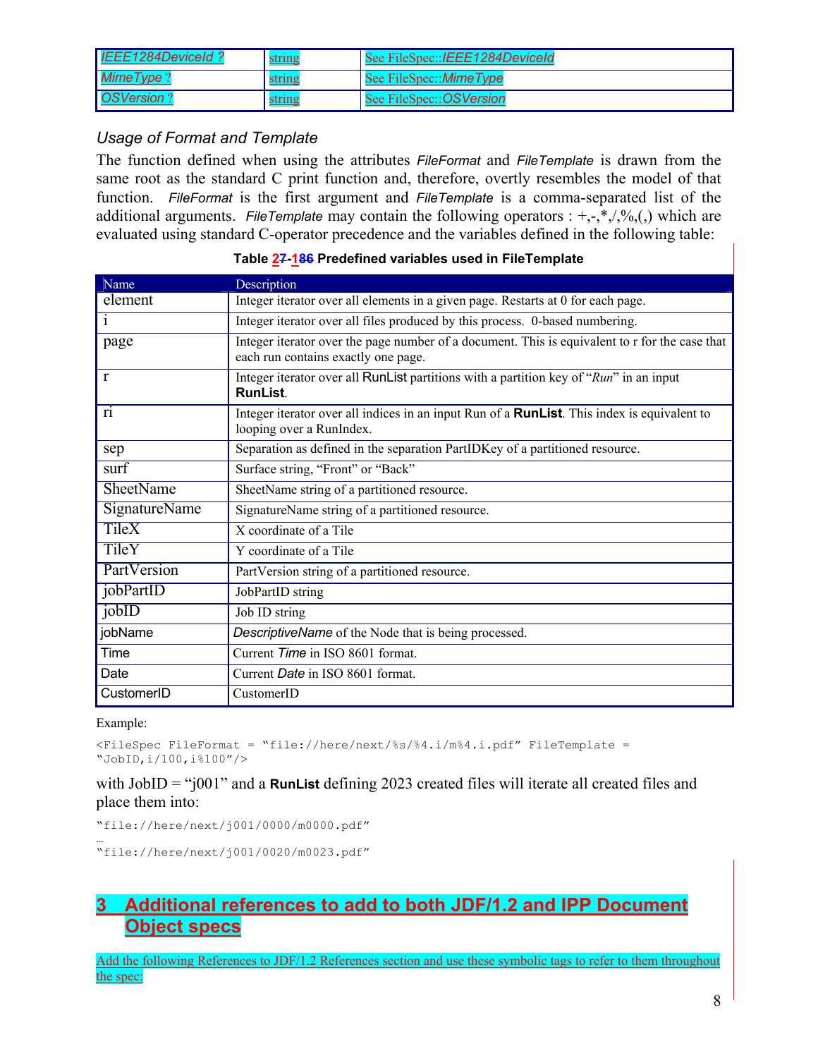| *IEEE1284DeviceId ?* | string | See FileSpec::*IEEE1284DeviceId* |
|---|---|---|
| *MimeType ?* | string | See FileSpec::*MimeType* |
| *OSVersion ?* | string | See FileSpec::*OSVersion* |

### *Usage of Format and Template*

The function defined when using the attributes *FileFormat* and *FileTemplate* is drawn from the same root as the standard C print function and, therefore, overtly resembles the model of that function. *FileFormat* is the first argument and *FileTemplate* is a comma-separated list of the additional arguments. *FileTemplate* may contain the following operators : +,-,*,/,%,(,) which are evaluated using standard C-operator precedence and the variables defined in the following table:

**Table 27-186 Predefined variables used in FileTemplate**

| Name | Description |
|---|---|
| element | Integer iterator over all elements in a given page. Restarts at 0 for each page. |
| i | Integer iterator over all files produced by this process. 0-based numbering. |
| page | Integer iterator over the page number of a document. This is equivalent to r for the case that each run contains exactly one page. |
| r | Integer iterator over all RunList partitions with a partition key of "*Run*" in an input **RunList**. |
| ri | Integer iterator over all indices in an input Run of a **RunList**. This index is equivalent to looping over a RunIndex. |
| sep | Separation as defined in the separation PartIDKey of a partitioned resource. |
| surf | Surface string, "Front" or "Back" |
| SheetName | SheetName string of a partitioned resource. |
| SignatureName | SignatureName string of a partitioned resource. |
| TileX | X coordinate of a Tile |
| TileY | Y coordinate of a Tile |
| PartVersion | PartVersion string of a partitioned resource. |
| jobPartID | JobPartID string |
| jobID | Job ID string |
| jobName | *DescriptiveName* of the Node that is being processed. |
| Time | Current *Time* in ISO 8601 format. |
| Date | Current *Date* in ISO 8601 format. |
| CustomerID | CustomerID |

Example:

```
<FileSpec FileFormat = "file://here/next/%s/%4.i/m%4.i.pdf" FileTemplate = 
"JobID,i/100,i%100"/>
```

with JobID = "j001" and a **RunList** defining 2023 created files will iterate all created files and place them into:

```
"file://here/next/j001/0000/m0000.pdf"
…
"file://here/next/j001/0020/m0023.pdf"
```

# 3 Additional references to add to both JDF/1.2 and IPP Document Object specs

Add the following References to JDF/1.2 References section and use these symbolic tags to refer to them throughout the spec: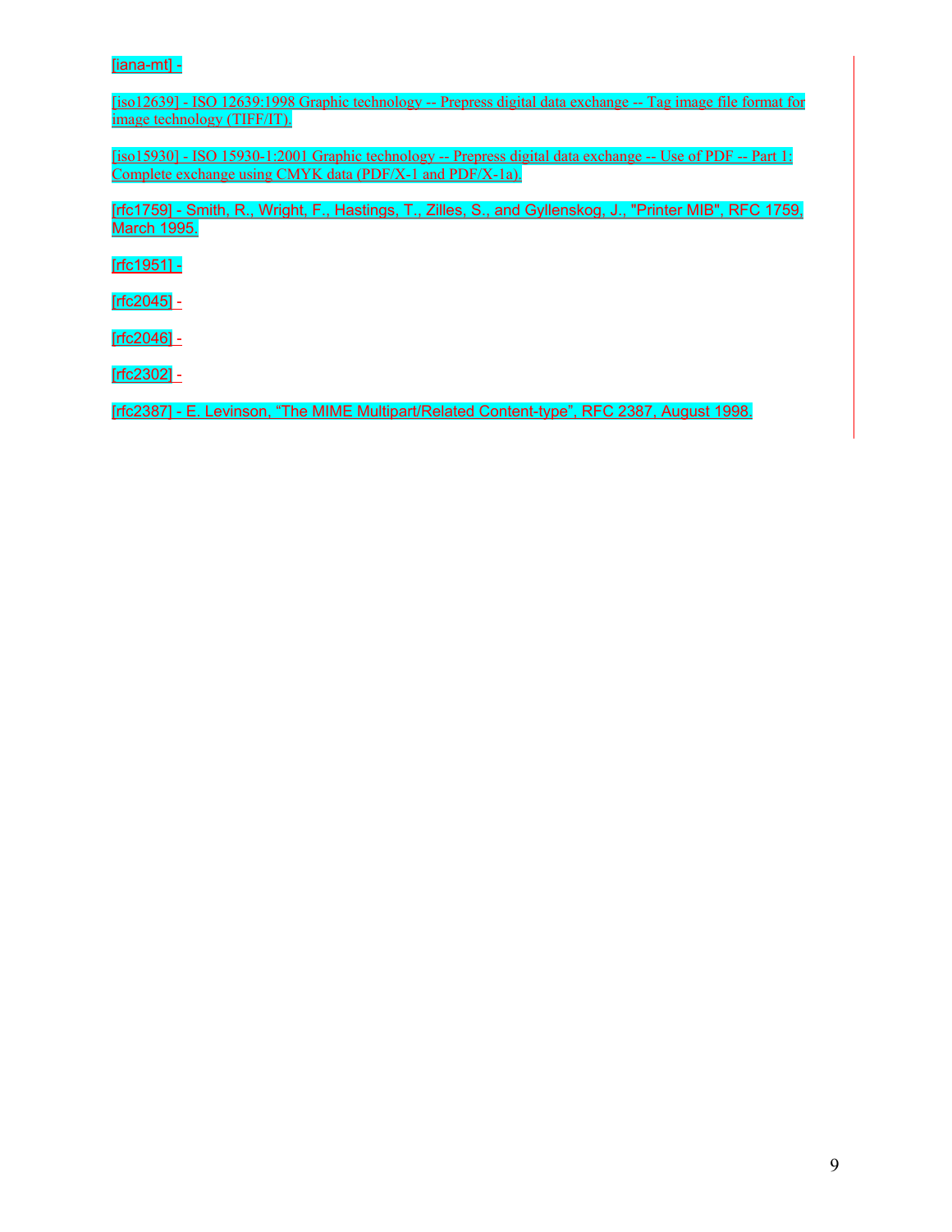[iana-mt] -

[iso12639] - ISO 12639:1998 Graphic technology -- Prepress digital data exchange -- Tag image file format for image technology (TIFF/IT).

[iso15930] - ISO 15930-1:2001 Graphic technology -- Prepress digital data exchange -- Use of PDF -- Part 1: Complete exchange using CMYK data (PDF/X-1 and PDF/X-1a).

[rfc1759] - Smith, R., Wright, F., Hastings, T., Zilles, S., and Gyllenskog, J., "Printer MIB", RFC 1759, March 1995.

[rfc1951] -

[rfc2045] -

[rfc2046] -

[rfc2302] -

[rfc2387] - E. Levinson, “The MIME Multipart/Related Content-type”, RFC 2387, August 1998.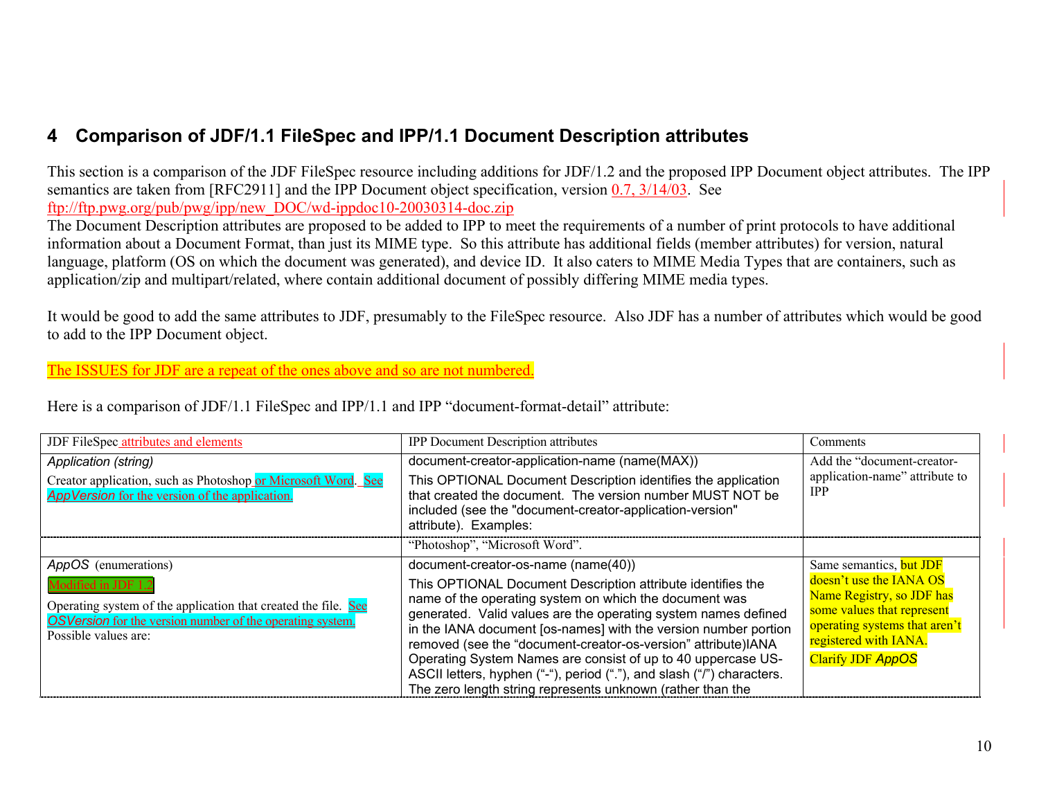# 4 Comparison of JDF/1.1 FileSpec and IPP/1.1 Document Description attributes

This section is a comparison of the JDF FileSpec resource including additions for JDF/1.2 and the proposed IPP Document object attributes. The IPP semantics are taken from [RFC2911] and the IPP Document object specification, version 0.7, 3/14/03. See ftp://ftp.pwg.org/pub/pwg/ipp/new_DOC/wd-ippdoc10-20030314-doc.zip

The Document Description attributes are proposed to be added to IPP to meet the requirements of a number of print protocols to have additional information about a Document Format, than just its MIME type. So this attribute has additional fields (member attributes) for version, natural language, platform (OS on which the document was generated), and device ID. It also caters to MIME Media Types that are containers, such as application/zip and multipart/related, where contain additional document of possibly differing MIME media types.

It would be good to add the same attributes to JDF, presumably to the FileSpec resource. Also JDF has a number of attributes which would be good to add to the IPP Document object.

The ISSUES for JDF are a repeat of the ones above and so are not numbered.

Here is a comparison of JDF/1.1 FileSpec and IPP/1.1 and IPP "document-format-detail" attribute:

| JDF FileSpec attributes and elements | IPP Document Description attributes | Comments |
|---|---|---|
| *Application (string)*<br>Creator application, such as Photoshop or Microsoft Word. See *AppVersion* for the version of the application. | document-creator-application-name (name(MAX))<br>This OPTIONAL Document Description identifies the application that created the document. The version number MUST NOT be included (see the "document-creator-application-version" attribute). Examples: | Add the "document-creator-application-name" attribute to IPP |
| | "Photoshop", "Microsoft Word". | |
| *AppOS* (enumerations)<br>Modified in JDF 1.2<br>Operating system of the application that created the file. See *OSVersion* for the version number of the operating system.<br>Possible values are: | document-creator-os-name (name(40))<br>This OPTIONAL Document Description attribute identifies the name of the operating system on which the document was generated. Valid values are the operating system names defined in the IANA document [os-names] with the version number portion removed (see the "document-creator-os-version" attribute)IANA Operating System Names are consist of up to 40 uppercase US-ASCII letters, hyphen ("-"), period ("."), and slash ("/") characters. The zero length string represents unknown (rather than the | Same semantics, but JDF doesn't use the IANA OS Name Registry, so JDF has some values that represent operating systems that aren't registered with IANA.<br>Clarify JDF *AppOS* |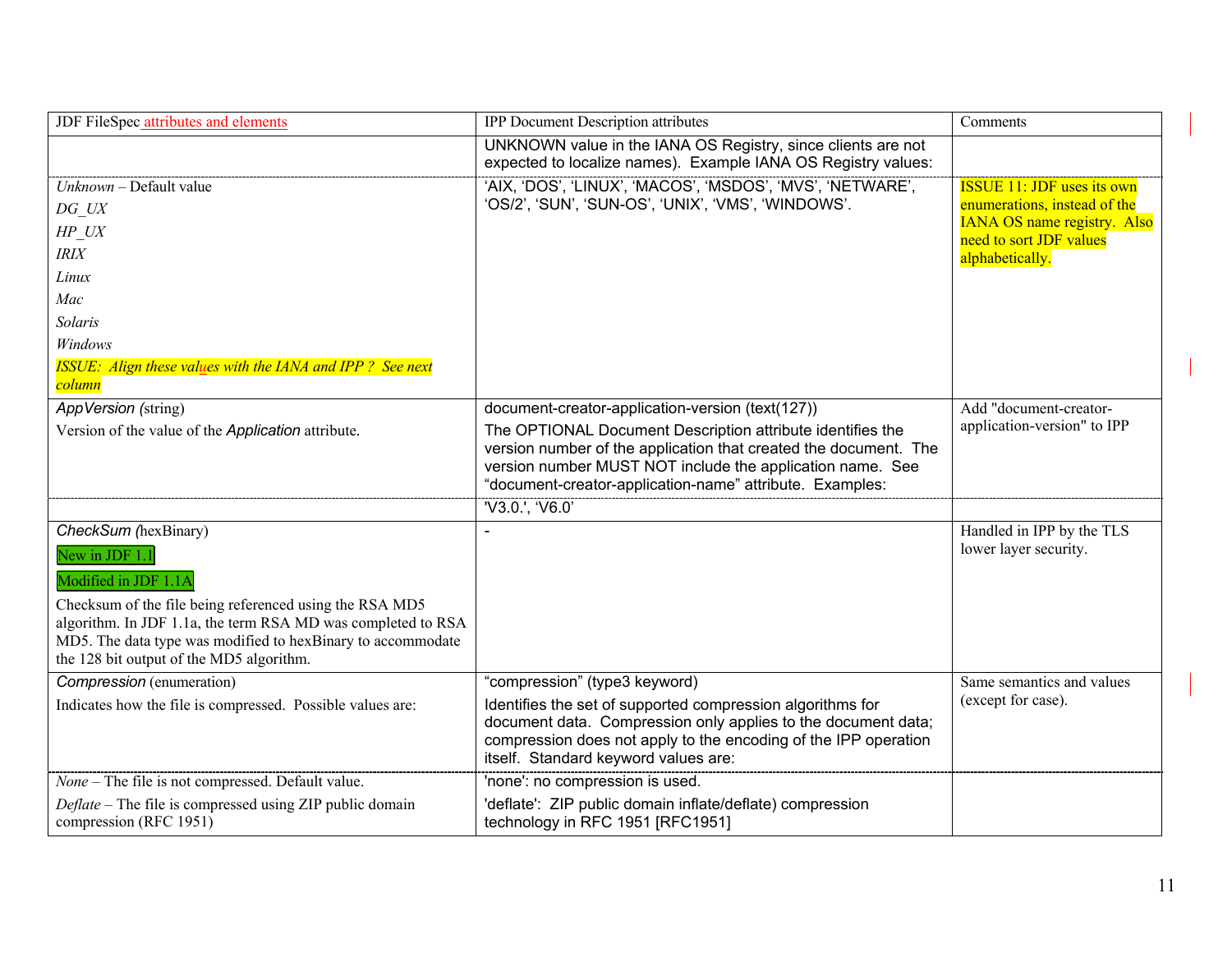| JDF FileSpec attributes and elements | IPP Document Description attributes | Comments |
|---|---|---|
| | UNKNOWN value in the IANA OS Registry, since clients are not expected to localize names). Example IANA OS Registry values: | |
| *Unknown* – Default value<br>*DG_UX*<br>*HP_UX*<br>*IRIX*<br>*Linux*<br>*Mac*<br>*Solaris*<br>*Windows*<br>*ISSUE: Align these values with the IANA and IPP ? See next column* | 'AIX, 'DOS', 'LINUX', 'MACOS', 'MSDOS', 'MVS', 'NETWARE', 'OS/2', 'SUN', 'SUN-OS', 'UNIX', 'VMS', 'WINDOWS'. | ISSUE 11: JDF uses its own enumerations, instead of the IANA OS name registry. Also need to sort JDF values alphabetically. |
| *AppVersion (*string)<br>Version of the value of the *Application* attribute. | document-creator-application-version (text(127))<br>The OPTIONAL Document Description attribute identifies the version number of the application that created the document. The version number MUST NOT include the application name. See "document-creator-application-name" attribute. Examples: | Add "document-creator-application-version" to IPP |
| | 'V3.0.', 'V6.0' | |
| *CheckSum (*hexBinary)<br>New in JDF 1.1<br>Modified in JDF 1.1A<br>Checksum of the file being referenced using the RSA MD5 algorithm. In JDF 1.1a, the term RSA MD was completed to RSA MD5. The data type was modified to hexBinary to accommodate the 128 bit output of the MD5 algorithm. | - | Handled in IPP by the TLS lower layer security. |
| *Compression* (enumeration)<br>Indicates how the file is compressed. Possible values are: | "compression" (type3 keyword)<br>Identifies the set of supported compression algorithms for document data. Compression only applies to the document data; compression does not apply to the encoding of the IPP operation itself. Standard keyword values are: | Same semantics and values (except for case). |
| *None* – The file is not compressed. Default value.<br>*Deflate* – The file is compressed using ZIP public domain compression (RFC 1951) | 'none': no compression is used.<br>'deflate': ZIP public domain inflate/deflate) compression technology in RFC 1951 [RFC1951] | |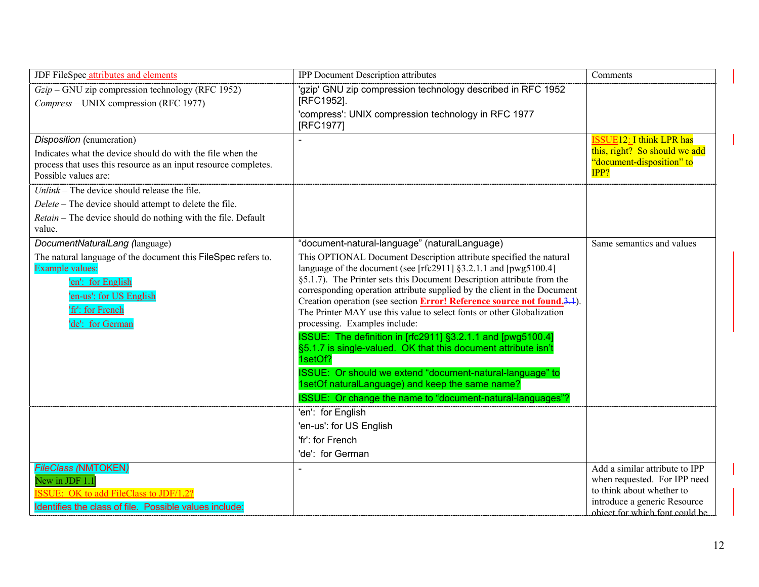| JDF FileSpec attributes and elements | IPP Document Description attributes | Comments |
|---|---|---|
| *Gzip* – GNU zip compression technology (RFC 1952)<br>*Compress* – UNIX compression (RFC 1977) | 'gzip' GNU zip compression technology described in RFC 1952 [RFC1952].<br>'compress': UNIX compression technology in RFC 1977 [RFC1977] | |
| *Disposition (*enumeration)<br>Indicates what the device should do with the file when the process that uses this resource as an input resource completes. Possible values are: | - | ISSUE12: I think LPR has this, right? So should we add "document-disposition" to IPP? |
| *Unlink* – The device should release the file.<br>*Delete* – The device should attempt to delete the file.<br>*Retain* – The device should do nothing with the file. Default value. | | |
| *DocumentNaturalLang (*language)<br>The natural language of the document this FileSpec refers to. Example values:<br>'en': for English<br>'en-us': for US English<br>'fr': for French<br>'de': for German | "document-natural-language" (naturalLanguage)<br>This OPTIONAL Document Description attribute specified the natural language of the document (see [rfc2911] §3.2.1.1 and [pwg5100.4] §5.1.7). The Printer sets this Document Description attribute from the corresponding operation attribute supplied by the client in the Document Creation operation (see section **Error! Reference source not found.**3.1). The Printer MAY use this value to select fonts or other Globalization processing. Examples include:<br>ISSUE: The definition in [rfc2911] §3.2.1.1 and [pwg5100.4] §5.1.7 is single-valued. OK that this document attribute isn't 1setOf?<br>ISSUE: Or should we extend "document-natural-language" to 1setOf naturalLanguage) and keep the same name?<br>ISSUE: Or change the name to "document-natural-languages"? | Same semantics and values |
| | 'en': for English<br>'en-us': for US English<br>'fr': for French<br>'de': for German | |
| *FileClass* (NMTOKEN)<br>New in JDF 1.1<br>ISSUE: OK to add FileClass to JDF/1.2?<br>Identifies the class of file. Possible values include: | - | Add a similar attribute to IPP when requested. For IPP need to think about whether to introduce a generic Resource object for which font could be |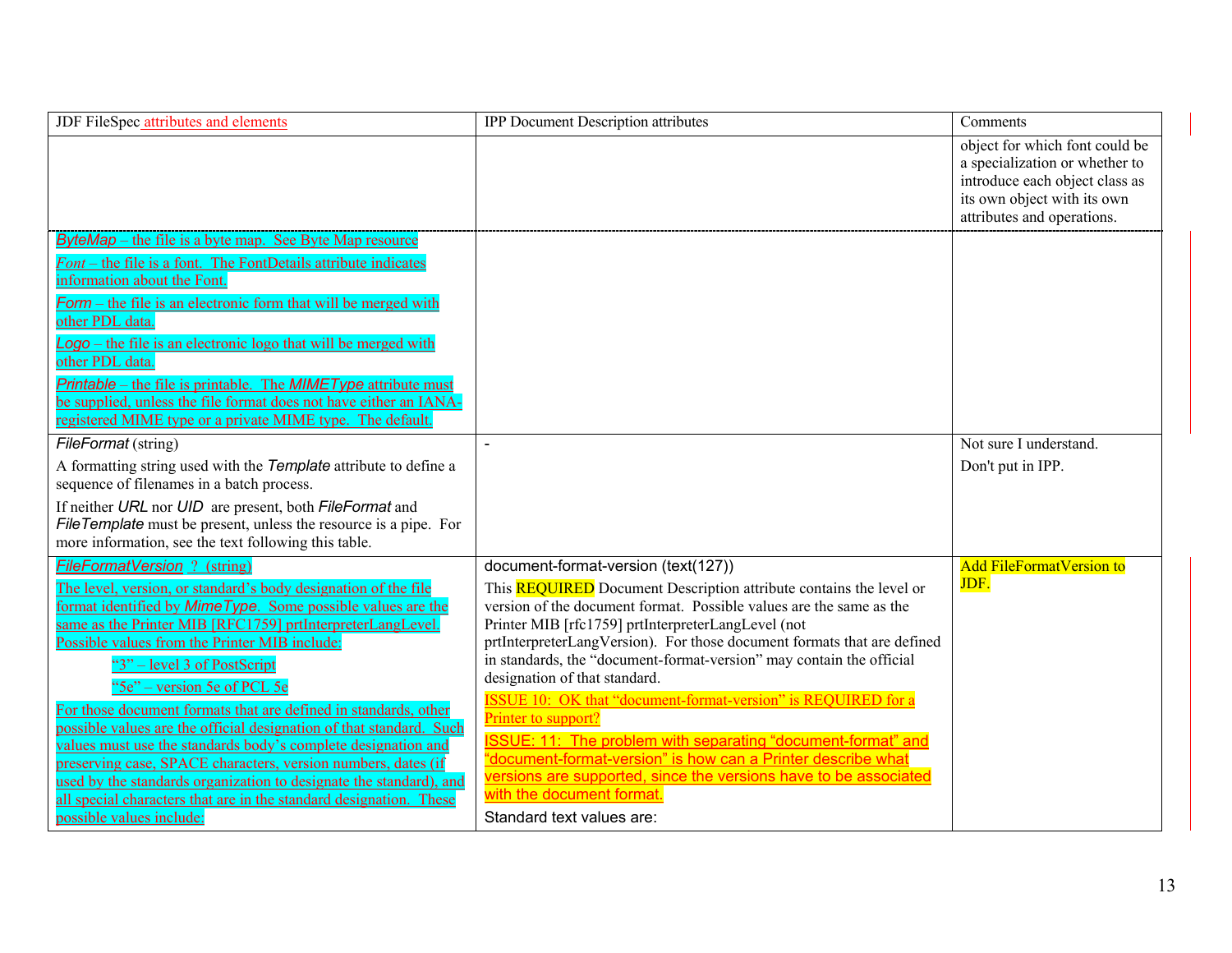| JDF FileSpec attributes and elements | IPP Document Description attributes | Comments |
|---|---|---|
| | | object for which font could be a specialization or whether to introduce each object class as its own object with its own attributes and operations. |
| *ByteMap* – the file is a byte map. See Byte Map resource<br>*Font* – the file is a font. The FontDetails attribute indicates information about the Font.<br>*Form* – the file is an electronic form that will be merged with other PDL data.<br>*Logo* – the file is an electronic logo that will be merged with other PDL data.<br>*Printable* – the file is printable. The *MIMEType* attribute must be supplied, unless the file format does not have either an IANA-registered MIME type or a private MIME type. The default. | | |
| *FileFormat* (string)<br>A formatting string used with the *Template* attribute to define a sequence of filenames in a batch process.<br>If neither *URL* nor *UID* are present, both *FileFormat* and *FileTemplate* must be present, unless the resource is a pipe. For more information, see the text following this table. | - | Not sure I understand.<br>Don't put in IPP. |
| *FileFormatVersion* ? (string)<br>The level, version, or standard's body designation of the file format identified by *MimeType*. Some possible values are the same as the Printer MIB [RFC1759] prtInterpreterLangLevel. Possible values from the Printer MIB include:<br>"3" – level 3 of PostScript<br>"5e" – version 5e of PCL 5e<br>For those document formats that are defined in standards, other possible values are the official designation of that standard. Such values must use the standards body's complete designation and preserving case, SPACE characters, version numbers, dates (if used by the standards organization to designate the standard), and all special characters that are in the standard designation. These possible values include: | document-format-version (text(127))<br>This REQUIRED Document Description attribute contains the level or version of the document format. Possible values are the same as the Printer MIB [rfc1759] prtInterpreterLangLevel (not prtInterpreterLangVersion). For those document formats that are defined in standards, the "document-format-version" may contain the official designation of that standard.<br>ISSUE 10: OK that "document-format-version" is REQUIRED for a Printer to support?<br>ISSUE: 11: The problem with separating "document-format" and "document-format-version" is how can a Printer describe what versions are supported, since the versions have to be associated with the document format.<br>Standard text values are: | Add FileFormatVersion to JDF. |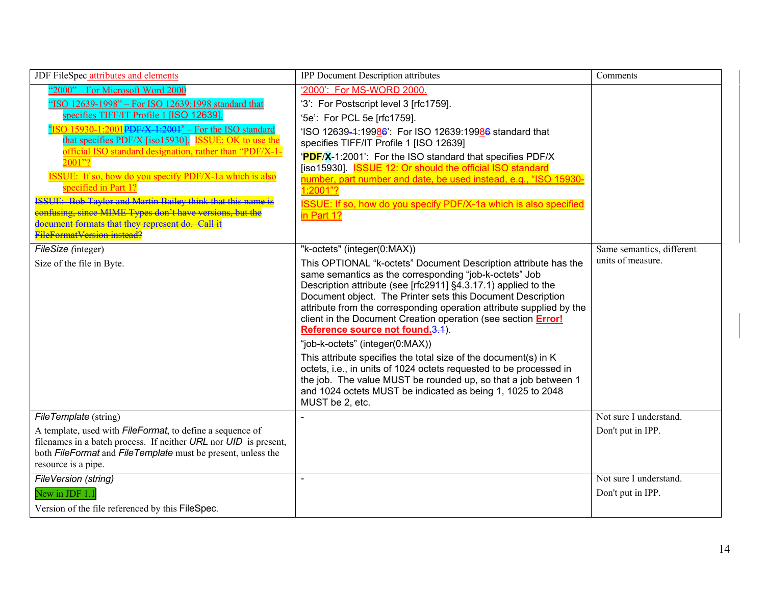| JDF FileSpec attributes and elements | IPP Document Description attributes | Comments |
|---|---|---|
| "2000" – For Microsoft Word 2000<br>"ISO 12639-1998" – For ISO 12639:1998 standard that specifies TIFF/IT Profile 1 [ISO 12639].<br>"ISO 15930-1:2001PDF/X-1:2001" – For the ISO standard that specifies PDF/X [iso15930]. ISSUE: OK to use the official ISO standard designation, rather than "PDF/X-1-2001"?<br>ISSUE: If so, how do you specify PDF/X-1a which is also specified in Part 1?<br>~~ISSUE: Bob Taylor and Martin Bailey think that this name is confusing, since MIME Types don't have versions, but the document formats that they represent do. Call it FileFormatVersion instead?~~ | '2000': For MS-WORD 2000.<br>'3': For Postscript level 3 [rfc1759].<br>'5e': For PCL 5e [rfc1759].<br>'ISO 12639-1:19986': For ISO 12639:19986 standard that specifies TIFF/IT Profile 1 [ISO 12639]<br>'**PDF/X**-1:2001': For the ISO standard that specifies PDF/X [iso15930]. ISSUE 12: Or should the official ISO standard number, part number and date, be used instead, e.g., "ISO 15930-1:2001"?<br>ISSUE: If so, how do you specify PDF/X-1a which is also specified in Part 1? | |
| *FileSize* (integer)<br>Size of the file in Byte. | "k-octets" (integer(0:MAX))<br>This OPTIONAL "k-octets" Document Description attribute has the same semantics as the corresponding "job-k-octets" Job Description attribute (see [rfc2911] §4.3.17.1) applied to the Document object. The Printer sets this Document Description attribute from the corresponding operation attribute supplied by the client in the Document Creation operation (see section **Error! Reference source not found.**3.1).<br>"job-k-octets" (integer(0:MAX))<br>This attribute specifies the total size of the document(s) in K octets, i.e., in units of 1024 octets requested to be processed in the job. The value MUST be rounded up, so that a job between 1 and 1024 octets MUST be indicated as being 1, 1025 to 2048 MUST be 2, etc. | Same semantics, different units of measure. |
| *FileTemplate* (string)<br>A template, used with *FileFormat*, to define a sequence of filenames in a batch process. If neither *URL* nor *UID* is present, both *FileFormat* and *FileTemplate* must be present, unless the resource is a pipe. | - | Not sure I understand.<br>Don't put in IPP. |
| *FileVersion (string)*<br>New in JDF 1.1<br>Version of the file referenced by this FileSpec. | - | Not sure I understand.<br>Don't put in IPP. |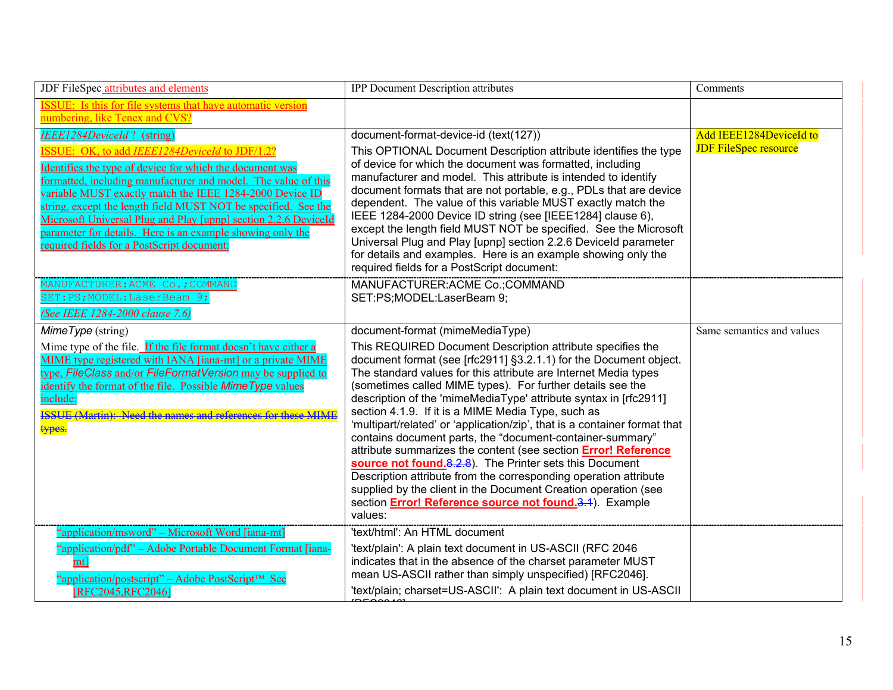| JDF FileSpec attributes and elements | IPP Document Description attributes | Comments |
|---|---|---|
| ISSUE: Is this for file systems that have automatic version numbering, like Tenex and CVS? | | |
| *IEEE1284DeviceId ?* (string)<br>ISSUE: OK, to add *IEEE1284DeviceId* to JDF/1.2?<br>Identifies the type of device for which the document was formatted, including manufacturer and model. The value of this variable MUST exactly match the IEEE 1284-2000 Device ID string, except the length field MUST NOT be specified. See the Microsoft Universal Plug and Play [upnp] section 2.2.6 DeviceId parameter for details. Here is an example showing only the required fields for a PostScript document: | document-format-device-id (text(127))<br>This OPTIONAL Document Description attribute identifies the type of device for which the document was formatted, including manufacturer and model. This attribute is intended to identify document formats that are not portable, e.g., PDLs that are device dependent. The value of this variable MUST exactly match the IEEE 1284-2000 Device ID string (see [IEEE1284] clause 6), except the length field MUST NOT be specified. See the Microsoft Universal Plug and Play [upnp] section 2.2.6 DeviceId parameter for details and examples. Here is an example showing only the required fields for a PostScript document: | Add IEEE1284DeviceId to JDF FileSpec resource |
| MANUFACTURER:ACME Co.;COMMAND SET:PS;MODEL:LaserBeam 9;<br>*(See IEEE 1284-2000 clause 7.6)* | MANUFACTURER:ACME Co.;COMMAND SET:PS;MODEL:LaserBeam 9; | |
| *MimeType* (string)<br>Mime type of the file. If the file format doesn't have either a MIME type registered with IANA [iana-mt] or a private MIME type, *FileClass* and/or *FileFormatVersion* may be supplied to identify the format of the file. Possible *MimeType* values include:<br>~~ISSUE (Martin): Need the names and references for these MIME types.~~ | document-format (mimeMediaType)<br>This REQUIRED Document Description attribute specifies the document format (see [rfc2911] §3.2.1.1) for the Document object. The standard values for this attribute are Internet Media types (sometimes called MIME types). For further details see the description of the 'mimeMediaType' attribute syntax in [rfc2911] section 4.1.9. If it is a MIME Media Type, such as 'multipart/related' or 'application/zip', that is a container format that contains document parts, the "document-container-summary" attribute summarizes the content (see section **Error! Reference source not found.**~~8.2.8~~). The Printer sets this Document Description attribute from the corresponding operation attribute supplied by the client in the Document Creation operation (see section **Error! Reference source not found.**~~3.1~~). Example values: | Same semantics and values |
| "application/msword" – Microsoft Word [iana-mt]<br>"application/pdf" – Adobe Portable Document Format [iana-mt]<br>"application/postscript" – Adobe PostScript™ See [RFC2045,RFC2046] | 'text/html': An HTML document<br>'text/plain': A plain text document in US-ASCII (RFC 2046 indicates that in the absence of the charset parameter MUST mean US-ASCII rather than simply unspecified) [RFC2046].<br>'text/plain; charset=US-ASCII': A plain text document in US-ASCII [RFC2046] | |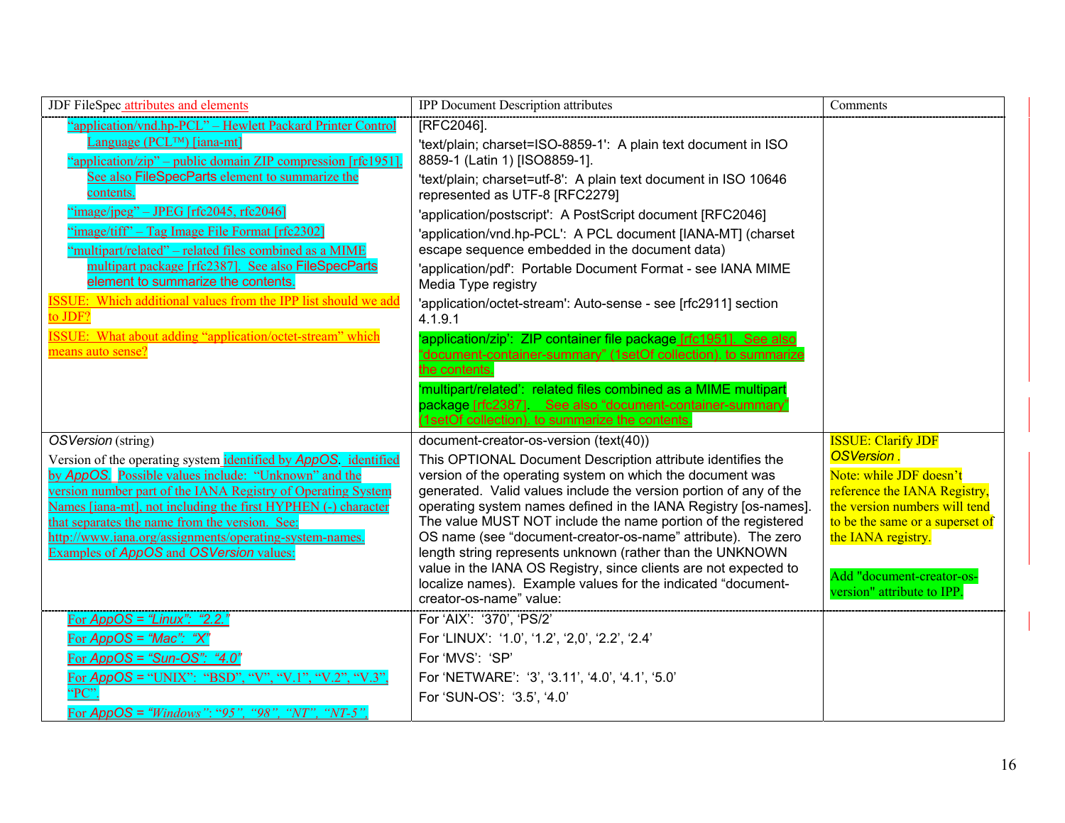| JDF FileSpec attributes and elements | IPP Document Description attributes | Comments |
|---|---|---|
| "application/vnd.hp-PCL" – Hewlett Packard Printer Control Language (PCL™) [iana-mt]<br>"application/zip" – public domain ZIP compression [rfc1951]. See also FileSpecParts element to summarize the contents.<br>"image/jpeg" – JPEG [rfc2045, rfc2046]<br>"image/tiff" – Tag Image File Format [rfc2302]<br>"multipart/related" – related files combined as a MIME multipart package [rfc2387]. See also FileSpecParts element to summarize the contents.<br>ISSUE: Which additional values from the IPP list should we add to JDF?<br>ISSUE: What about adding "application/octet-stream" which means auto sense? | [RFC2046].<br>'text/plain; charset=ISO-8859-1': A plain text document in ISO 8859-1 (Latin 1) [ISO8859-1].<br>'text/plain; charset=utf-8': A plain text document in ISO 10646 represented as UTF-8 [RFC2279]<br>'application/postscript': A PostScript document [RFC2046]<br>'application/vnd.hp-PCL': A PCL document [IANA-MT] (charset escape sequence embedded in the document data)<br>'application/pdf': Portable Document Format - see IANA MIME Media Type registry<br>'application/octet-stream': Auto-sense - see [rfc2911] section 4.1.9.1<br>'application/zip': ZIP container file package [rfc1951]. See also "document-container-summary" (1setOf collection). to summarize the contents.<br>'multipart/related': related files combined as a MIME multipart package [rfc2387]. See also "document-container-summary" (1setOf collection). to summarize the contents. | |
| *OSVersion* (string)<br>Version of the operating system identified by *AppOS*. identified by *AppOS*. Possible values include: "Unknown" and the version number part of the IANA Registry of Operating System Names [iana-mt], not including the first HYPHEN (-) character that separates the name from the version. See: http://www.iana.org/assignments/operating-system-names. Examples of *AppOS* and *OSVersion* values: | document-creator-os-version (text(40))<br>This OPTIONAL Document Description attribute identifies the version of the operating system on which the document was generated. Valid values include the version portion of any of the operating system names defined in the IANA Registry [os-names]. The value MUST NOT include the name portion of the registered OS name (see "document-creator-os-name" attribute). The zero length string represents unknown (rather than the UNKNOWN value in the IANA OS Registry, since clients are not expected to localize names). Example values for the indicated "document-creator-os-name" value: | ISSUE: Clarify JDF *OSVersion* .<br>Note: while JDF doesn't reference the IANA Registry, the version numbers will tend to be the same or a superset of the IANA registry.<br><br>Add "document-creator-os-version" attribute to IPP. |
| For *AppOS = "Linux": "2.2."*<br>For *AppOS = "Mac": "X"*<br>For *AppOS = "Sun-OS": "4.0"*<br>For *AppOS* = "UNIX": "BSD", "V", "V.1", "V.2", "V.3", "PC".<br>For *AppOS = "Windows": "95", "98", "NT", "NT-5",* | For 'AIX': '370', 'PS/2'<br>For 'LINUX': '1.0', '1.2', '2,0', '2.2', '2.4'<br>For 'MVS': 'SP'<br>For 'NETWARE': '3', '3.11', '4.0', '4.1', '5.0'<br>For 'SUN-OS': '3.5', '4.0' | |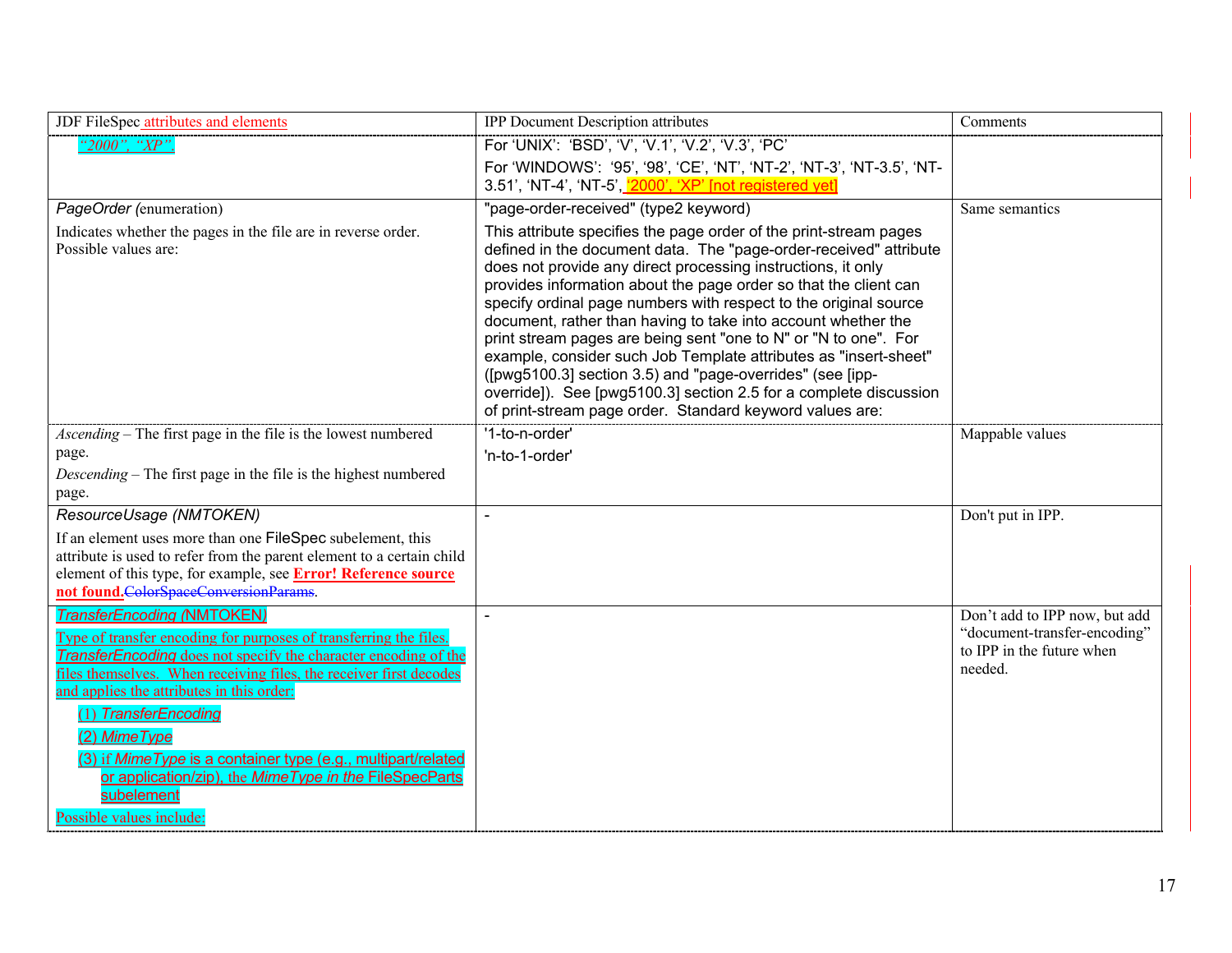| JDF FileSpec attributes and elements | IPP Document Description attributes | Comments |
|---|---|---|
| *"2000", "XP".* | For 'UNIX': 'BSD', 'V', 'V.1', 'V.2', 'V.3', 'PC'<br>For 'WINDOWS': '95', '98', 'CE', 'NT', 'NT-2', 'NT-3', 'NT-3.5', 'NT-3.51', 'NT-4', 'NT-5', '2000', 'XP' [not registered yet] | |
| *PageOrder* (enumeration)<br>Indicates whether the pages in the file are in reverse order. Possible values are: | "page-order-received" (type2 keyword)<br>This attribute specifies the page order of the print-stream pages defined in the document data. The "page-order-received" attribute does not provide any direct processing instructions, it only provides information about the page order so that the client can specify ordinal page numbers with respect to the original source document, rather than having to take into account whether the print stream pages are being sent "one to N" or "N to one". For example, consider such Job Template attributes as "insert-sheet" ([pwg5100.3] section 3.5) and "page-overrides" (see [ipp-override]). See [pwg5100.3] section 2.5 for a complete discussion of print-stream page order. Standard keyword values are: | Same semantics |
| *Ascending* – The first page in the file is the lowest numbered page.<br>*Descending* – The first page in the file is the highest numbered page. | '1-to-n-order'<br>'n-to-1-order' | Mappable values |
| *ResourceUsage* (NMTOKEN)<br>If an element uses more than one FileSpec subelement, this attribute is used to refer from the parent element to a certain child element of this type, for example, see **Error! Reference source not found.**~~ColorSpaceConversionParams~~. | - | Don't put in IPP. |
| *TransferEncoding* (NMTOKEN)<br>Type of transfer encoding for purposes of transferring the files. *TransferEncoding* does not specify the character encoding of the files themselves. When receiving files, the receiver first decodes and applies the attributes in this order:<br>(1) *TransferEncoding*<br>(2) *MimeType*<br>(3) if *MimeType* is a container type (e.g., multipart/related or application/zip), the *MimeType in the* FileSpecParts subelement<br>Possible values include: | - | Don't add to IPP now, but add "document-transfer-encoding" to IPP in the future when needed. |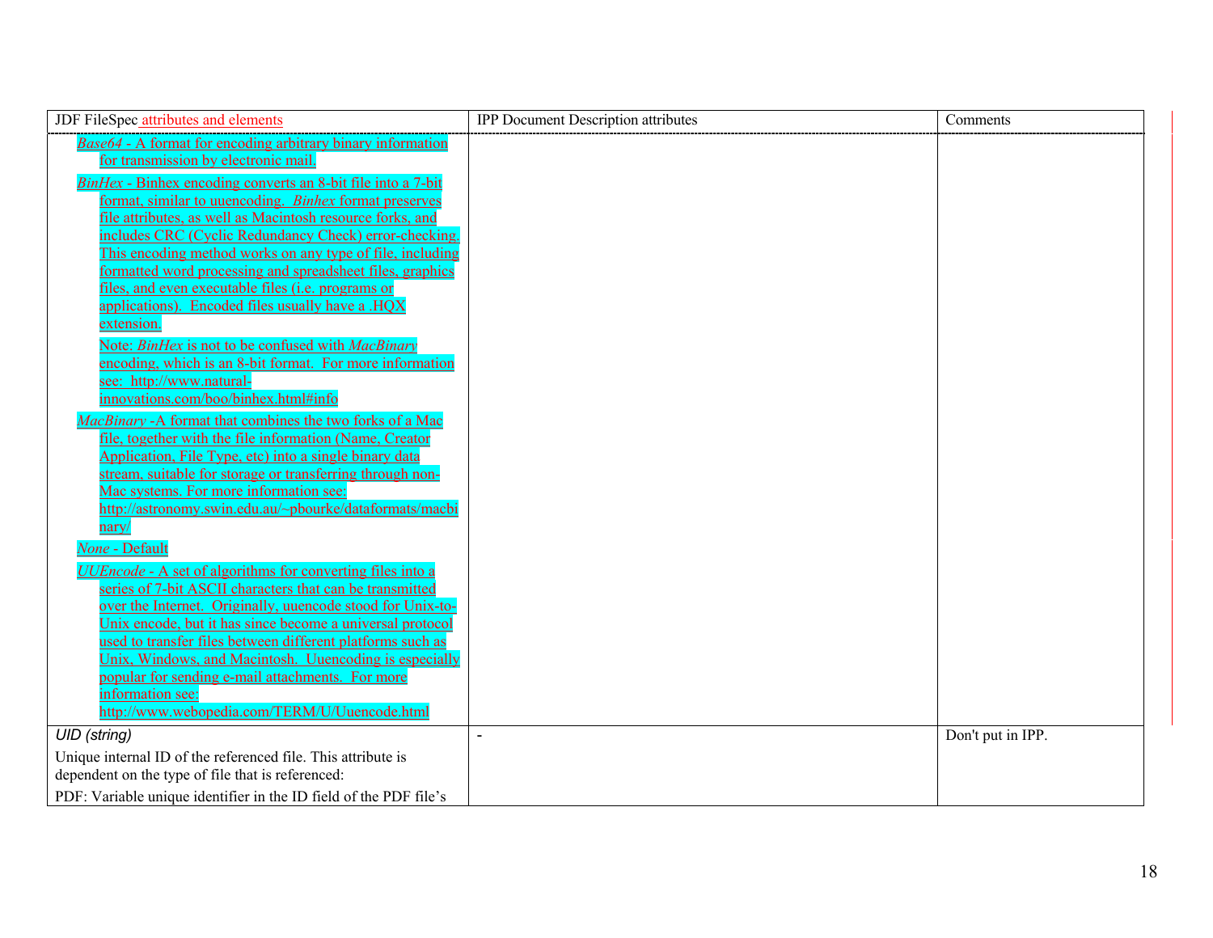| JDF FileSpec attributes and elements | IPP Document Description attributes | Comments |
|---|---|---|
| *Base64* - A format for encoding arbitrary binary information for transmission by electronic mail.<br><br>*BinHex* - Binhex encoding converts an 8-bit file into a 7-bit format, similar to uuencoding. *Binhex* format preserves file attributes, as well as Macintosh resource forks, and includes CRC (Cyclic Redundancy Check) error-checking. This encoding method works on any type of file, including formatted word processing and spreadsheet files, graphics files, and even executable files (i.e. programs or applications). Encoded files usually have a .HQX extension.<br><br>Note: *BinHex* is not to be confused with *MacBinary* encoding, which is an 8-bit format. For more information see: http://www.natural-innovations.com/boo/binhex.html#info<br><br>*MacBinary* -A format that combines the two forks of a Mac file, together with the file information (Name, Creator Application, File Type, etc) into a single binary data stream, suitable for storage or transferring through non-Mac systems. For more information see: http://astronomy.swin.edu.au/~pbourke/dataformats/macbinary/<br><br>*None* - Default<br><br>*UUEncode* - A set of algorithms for converting files into a series of 7-bit ASCII characters that can be transmitted over the Internet. Originally, uuencode stood for Unix-to-Unix encode, but it has since become a universal protocol used to transfer files between different platforms such as Unix, Windows, and Macintosh. Uuencoding is especially popular for sending e-mail attachments. For more information see: http://www.webopedia.com/TERM/U/Uuencode.html | | |
| *UID (string)*<br><br>Unique internal ID of the referenced file. This attribute is dependent on the type of file that is referenced:<br><br>PDF: Variable unique identifier in the ID field of the PDF file's | - | Don't put in IPP. |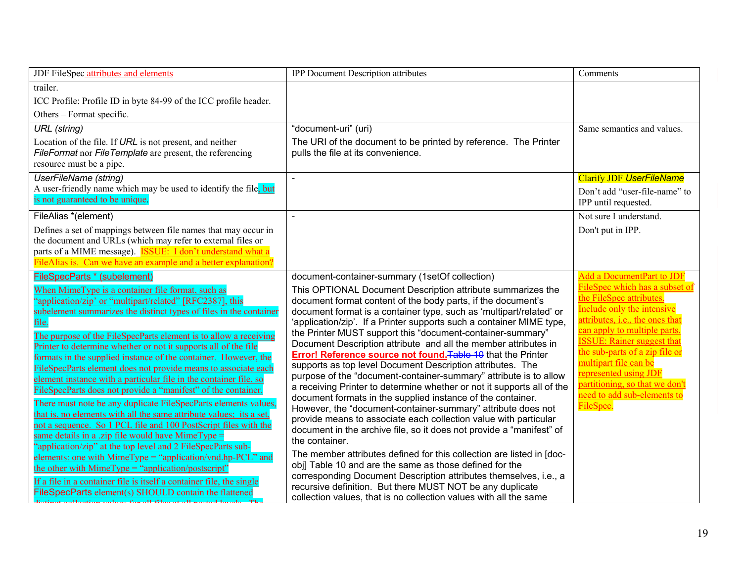| JDF FileSpec attributes and elements | IPP Document Description attributes | Comments |
|---|---|---|
| trailer.<br>ICC Profile: Profile ID in byte 84-99 of the ICC profile header.<br>Others – Format specific. | | |
| *URL (string)*<br>Location of the file. If *URL* is not present, and neither *FileFormat* nor *FileTemplate* are present, the referencing resource must be a pipe. | "document-uri" (uri)<br>The URI of the document to be printed by reference. The Printer pulls the file at its convenience. | Same semantics and values. |
| *UserFileName (string)*<br>A user-friendly name which may be used to identify the file, but is not guaranteed to be unique. | - | Clarify JDF *UserFileName*<br>Don't add "user-file-name" to IPP until requested. |
| FileAlias *(element)<br>Defines a set of mappings between file names that may occur in the document and URLs (which may refer to external files or parts of a MIME message). ISSUE: I don't understand what a FileAlias is. Can we have an example and a better explanation? | - | Not sure I understand.<br>Don't put in IPP. |
| FileSpecParts * (subelement)<br>When MimeType is a container file format, such as "application/zip" or "multipart/related" [RFC2387], this subelement summarizes the distinct types of files in the container file.<br>The purpose of the FileSpecParts element is to allow a receiving Printer to determine whether or not it supports all of the file formats in the supplied instance of the container. However, the FileSpecParts element does not provide means to associate each element instance with a particular file in the container file, so FileSpecParts does not provide a "manifest" of the container.<br>There must note be any duplicate FileSpecParts elements values, that is, no elements with all the same attribute values; its a set, not a sequence. So 1 PCL file and 100 PostScript files with the same details in a .zip file would have MimeType = "application/zip" at the top level and 2 FileSpecParts sub-elements: one with MimeType = "application/vnd.hp-PCL" and the other with MimeType = "application/postscript"<br>If a file in a container file is itself a container file, the single FileSpecParts element(s) SHOULD contain the flattened distinct collection values for all files at all nested levels. The | document-container-summary (1setOf collection)<br>This OPTIONAL Document Description attribute summarizes the document format content of the body parts, if the document's document format is a container type, such as 'multipart/related' or 'application/zip'. If a Printer supports such a container MIME type, the Printer MUST support this "document-container-summary" Document Description attribute and all the member attributes in **Error! Reference source not found.**~~Table 10~~ that the Printer supports as top level Document Description attributes. The purpose of the "document-container-summary" attribute is to allow a receiving Printer to determine whether or not it supports all of the document formats in the supplied instance of the container. However, the "document-container-summary" attribute does not provide means to associate each collection value with particular document in the archive file, so it does not provide a "manifest" of the container.<br>The member attributes defined for this collection are listed in [doc-obj] Table 10 and are the same as those defined for the corresponding Document Description attributes themselves, i.e., a recursive definition. But there MUST NOT be any duplicate collection values, that is no collection values with all the same | Add a DocumentPart to JDF FileSpec which has a subset of the FileSpec attributes. Include only the intensive attributes, i.e., the ones that can apply to multiple parts. ISSUE: Rainer suggest that the sub-parts of a zip file or multipart file can be represented using JDF partitioning, so that we don't need to add sub-elements to FileSpec. |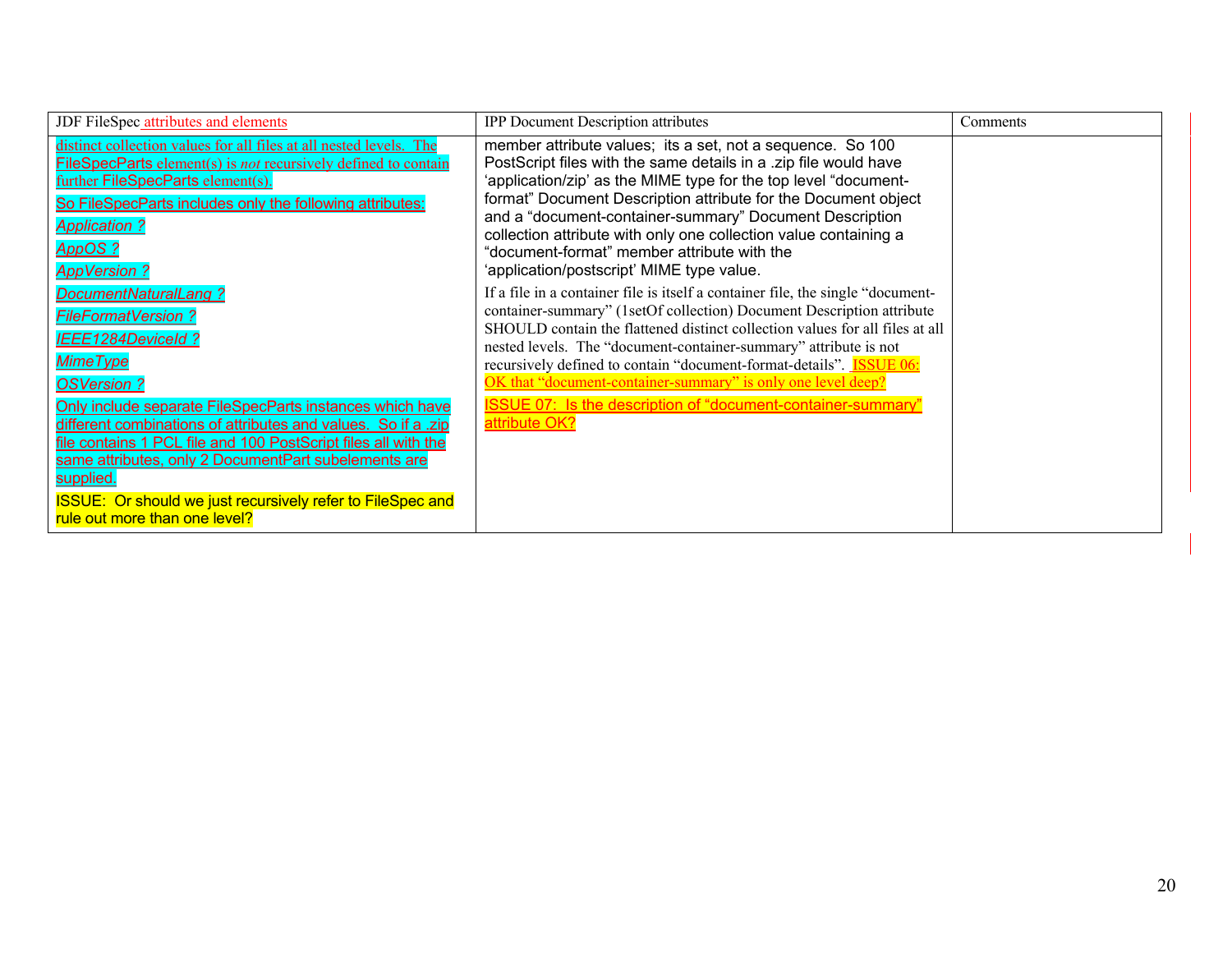| JDF FileSpec attributes and elements | IPP Document Description attributes | Comments |
|---|---|---|
| distinct collection values for all files at all nested levels. The FileSpecParts element(s) is *not* recursively defined to contain further FileSpecParts element(s).<br><br>So FileSpecParts includes only the following attributes:<br><br>*Application ?*<br><br>*AppOS ?*<br><br>*AppVersion ?*<br><br>*DocumentNaturalLang ?*<br><br>*FileFormatVersion ?*<br><br>*IEEE1284DeviceId ?*<br><br>*MimeType*<br><br>*OSVersion ?*<br><br>Only include separate FileSpecParts instances which have different combinations of attributes and values. So if a .zip file contains 1 PCL file and 100 PostScript files all with the same attributes, only 2 DocumentPart subelements are supplied.<br><br>ISSUE: Or should we just recursively refer to FileSpec and rule out more than one level? | member attribute values; its a set, not a sequence. So 100 PostScript files with the same details in a .zip file would have 'application/zip' as the MIME type for the top level "document-format" Document Description attribute for the Document object and a "document-container-summary" Document Description collection attribute with only one collection value containing a "document-format" member attribute with the 'application/postscript' MIME type value.<br><br>If a file in a container file is itself a container file, the single "document-container-summary" (1setOf collection) Document Description attribute SHOULD contain the flattened distinct collection values for all files at all nested levels. The "document-container-summary" attribute is not recursively defined to contain "document-format-details". ISSUE 06: OK that "document-container-summary" is only one level deep?<br><br>ISSUE 07: Is the description of "document-container-summary" attribute OK? | |